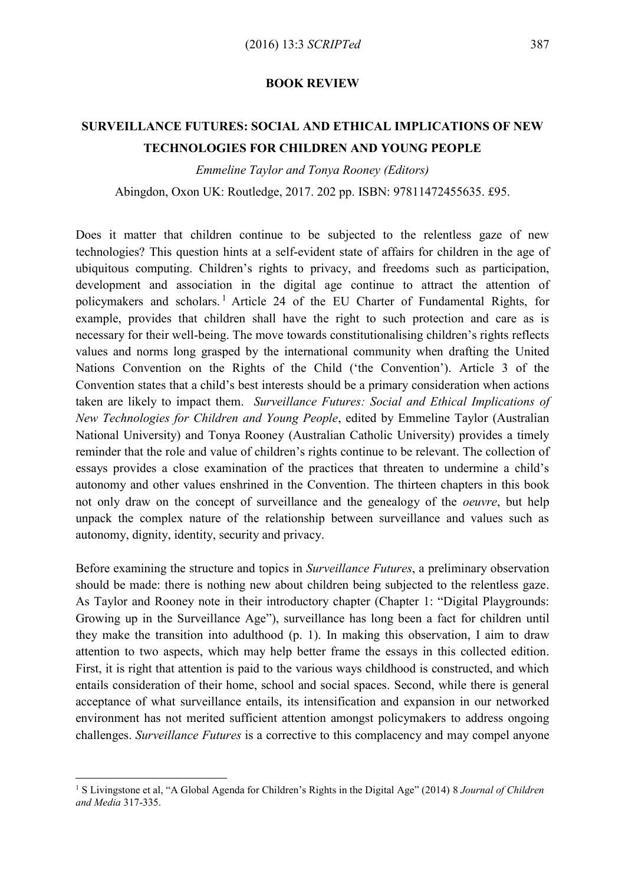**BOOK REVIEW**

# SURVEILLANCE FUTURES: SOCIAL AND ETHICAL IMPLICATIONS OF NEW TECHNOLOGIES FOR CHILDREN AND YOUNG PEOPLE

*Emmeline Taylor and Tonya Rooney (Editors)*

Abingdon, Oxon UK: Routledge, 2017. 202 pp. ISBN: 97811472455635. £95.

Does it matter that children continue to be subjected to the relentless gaze of new technologies? This question hints at a self-evident state of affairs for children in the age of ubiquitous computing. Children's rights to privacy, and freedoms such as participation, development and association in the digital age continue to attract the attention of policymakers and scholars.[1] Article 24 of the EU Charter of Fundamental Rights, for example, provides that children shall have the right to such protection and care as is necessary for their well-being. The move towards constitutionalising children's rights reflects values and norms long grasped by the international community when drafting the United Nations Convention on the Rights of the Child ('the Convention'). Article 3 of the Convention states that a child's best interests should be a primary consideration when actions taken are likely to impact them. *Surveillance Futures: Social and Ethical Implications of New Technologies for Children and Young People*, edited by Emmeline Taylor (Australian National University) and Tonya Rooney (Australian Catholic University) provides a timely reminder that the role and value of children's rights continue to be relevant. The collection of essays provides a close examination of the practices that threaten to undermine a child's autonomy and other values enshrined in the Convention. The thirteen chapters in this book not only draw on the concept of surveillance and the genealogy of the *oeuvre*, but help unpack the complex nature of the relationship between surveillance and values such as autonomy, dignity, identity, security and privacy.

Before examining the structure and topics in *Surveillance Futures*, a preliminary observation should be made: there is nothing new about children being subjected to the relentless gaze. As Taylor and Rooney note in their introductory chapter (Chapter 1: "Digital Playgrounds: Growing up in the Surveillance Age"), surveillance has long been a fact for children until they make the transition into adulthood (p. 1). In making this observation, I aim to draw attention to two aspects, which may help better frame the essays in this collected edition. First, it is right that attention is paid to the various ways childhood is constructed, and which entails consideration of their home, school and social spaces. Second, while there is general acceptance of what surveillance entails, its intensification and expansion in our networked environment has not merited sufficient attention amongst policymakers to address ongoing challenges. *Surveillance Futures* is a corrective to this complacency and may compel anyone

[1] S Livingstone et al, "A Global Agenda for Children's Rights in the Digital Age" (2014) 8 *Journal of Children and Media* 317-335.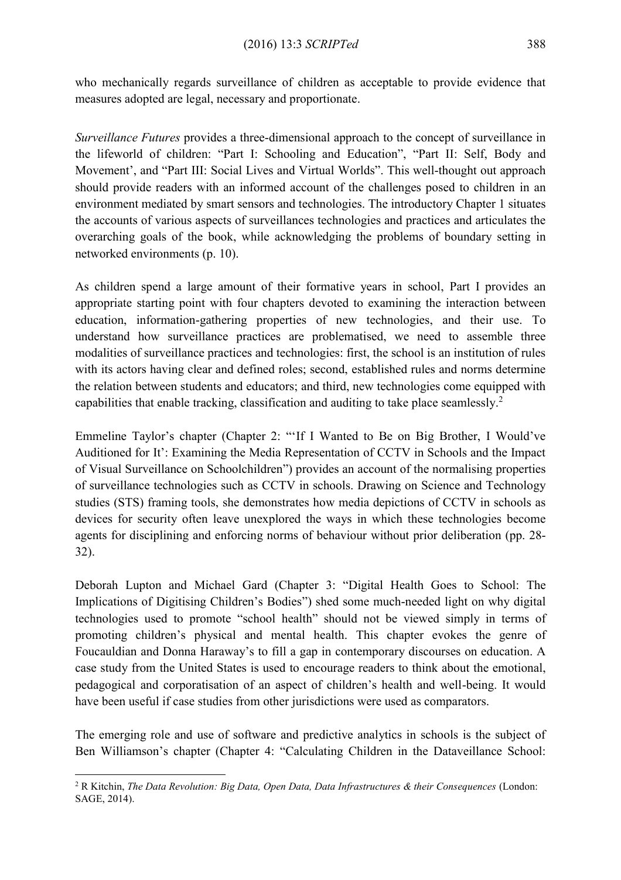who mechanically regards surveillance of children as acceptable to provide evidence that measures adopted are legal, necessary and proportionate.

*Surveillance Futures* provides a three-dimensional approach to the concept of surveillance in the lifeworld of children: "Part I: Schooling and Education", "Part II: Self, Body and Movement', and "Part III: Social Lives and Virtual Worlds". This well-thought out approach should provide readers with an informed account of the challenges posed to children in an environment mediated by smart sensors and technologies. The introductory Chapter 1 situates the accounts of various aspects of surveillances technologies and practices and articulates the overarching goals of the book, while acknowledging the problems of boundary setting in networked environments (p. 10).

As children spend a large amount of their formative years in school, Part I provides an appropriate starting point with four chapters devoted to examining the interaction between education, information-gathering properties of new technologies, and their use. To understand how surveillance practices are problematised, we need to assemble three modalities of surveillance practices and technologies: first, the school is an institution of rules with its actors having clear and defined roles; second, established rules and norms determine the relation between students and educators; and third, new technologies come equipped with capabilities that enable tracking, classification and auditing to take place seamlessly.[2]

Emmeline Taylor's chapter (Chapter 2: "'If I Wanted to Be on Big Brother, I Would've Auditioned for It': Examining the Media Representation of CCTV in Schools and the Impact of Visual Surveillance on Schoolchildren") provides an account of the normalising properties of surveillance technologies such as CCTV in schools. Drawing on Science and Technology studies (STS) framing tools, she demonstrates how media depictions of CCTV in schools as devices for security often leave unexplored the ways in which these technologies become agents for disciplining and enforcing norms of behaviour without prior deliberation (pp. 28-32).

Deborah Lupton and Michael Gard (Chapter 3: "Digital Health Goes to School: The Implications of Digitising Children's Bodies") shed some much-needed light on why digital technologies used to promote "school health" should not be viewed simply in terms of promoting children's physical and mental health. This chapter evokes the genre of Foucauldian and Donna Haraway's to fill a gap in contemporary discourses on education. A case study from the United States is used to encourage readers to think about the emotional, pedagogical and corporatisation of an aspect of children's health and well-being. It would have been useful if case studies from other jurisdictions were used as comparators.

The emerging role and use of software and predictive analytics in schools is the subject of Ben Williamson's chapter (Chapter 4: "Calculating Children in the Dataveillance School:

[2] R Kitchin, *The Data Revolution: Big Data, Open Data, Data Infrastructures & their Consequences* (London: SAGE, 2014).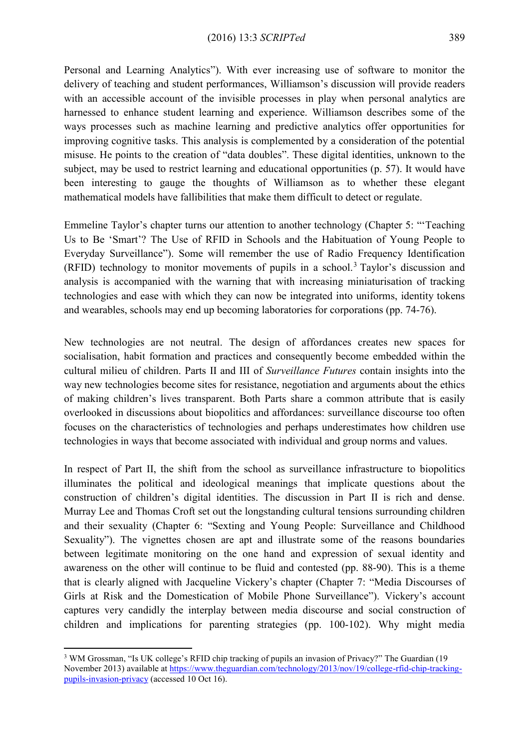Personal and Learning Analytics"). With ever increasing use of software to monitor the delivery of teaching and student performances, Williamson's discussion will provide readers with an accessible account of the invisible processes in play when personal analytics are harnessed to enhance student learning and experience. Williamson describes some of the ways processes such as machine learning and predictive analytics offer opportunities for improving cognitive tasks. This analysis is complemented by a consideration of the potential misuse. He points to the creation of "data doubles". These digital identities, unknown to the subject, may be used to restrict learning and educational opportunities (p. 57). It would have been interesting to gauge the thoughts of Williamson as to whether these elegant mathematical models have fallibilities that make them difficult to detect or regulate.

Emmeline Taylor's chapter turns our attention to another technology (Chapter 5: "'Teaching Us to Be 'Smart'? The Use of RFID in Schools and the Habituation of Young People to Everyday Surveillance"). Some will remember the use of Radio Frequency Identification (RFID) technology to monitor movements of pupils in a school.[3] Taylor's discussion and analysis is accompanied with the warning that with increasing miniaturisation of tracking technologies and ease with which they can now be integrated into uniforms, identity tokens and wearables, schools may end up becoming laboratories for corporations (pp. 74-76).

New technologies are not neutral. The design of affordances creates new spaces for socialisation, habit formation and practices and consequently become embedded within the cultural milieu of children. Parts II and III of *Surveillance Futures* contain insights into the way new technologies become sites for resistance, negotiation and arguments about the ethics of making children's lives transparent. Both Parts share a common attribute that is easily overlooked in discussions about biopolitics and affordances: surveillance discourse too often focuses on the characteristics of technologies and perhaps underestimates how children use technologies in ways that become associated with individual and group norms and values.

In respect of Part II, the shift from the school as surveillance infrastructure to biopolitics illuminates the political and ideological meanings that implicate questions about the construction of children's digital identities. The discussion in Part II is rich and dense. Murray Lee and Thomas Croft set out the longstanding cultural tensions surrounding children and their sexuality (Chapter 6: "Sexting and Young People: Surveillance and Childhood Sexuality"). The vignettes chosen are apt and illustrate some of the reasons boundaries between legitimate monitoring on the one hand and expression of sexual identity and awareness on the other will continue to be fluid and contested (pp. 88-90). This is a theme that is clearly aligned with Jacqueline Vickery's chapter (Chapter 7: "Media Discourses of Girls at Risk and the Domestication of Mobile Phone Surveillance"). Vickery's account captures very candidly the interplay between media discourse and social construction of children and implications for parenting strategies (pp. 100-102). Why might media

[3] WM Grossman, "Is UK college's RFID chip tracking of pupils an invasion of Privacy?" The Guardian (19 November 2013) available at https://www.theguardian.com/technology/2013/nov/19/college-rfid-chip-tracking-pupils-invasion-privacy (accessed 10 Oct 16).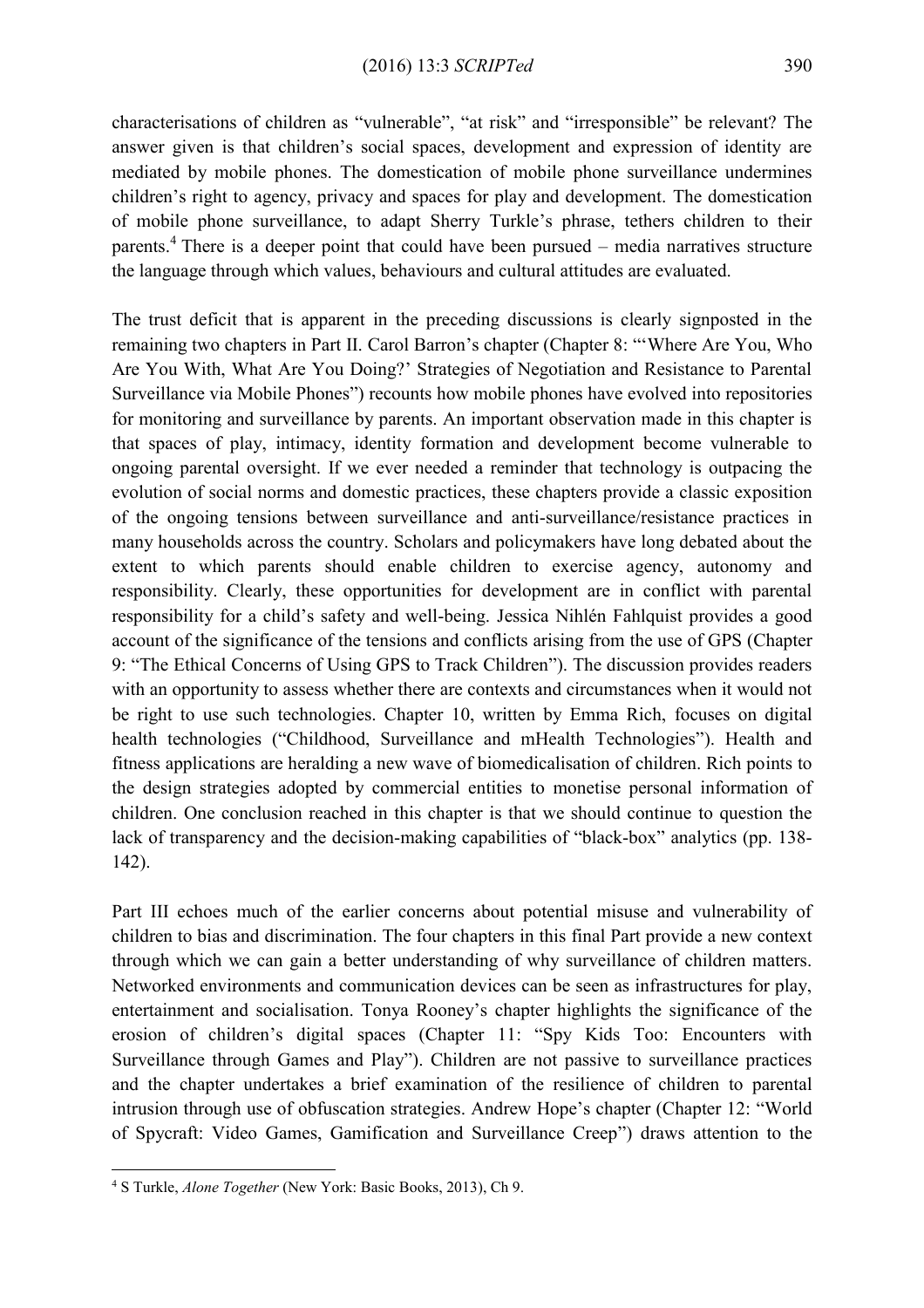characterisations of children as "vulnerable", "at risk" and "irresponsible" be relevant? The answer given is that children's social spaces, development and expression of identity are mediated by mobile phones. The domestication of mobile phone surveillance undermines children's right to agency, privacy and spaces for play and development. The domestication of mobile phone surveillance, to adapt Sherry Turkle's phrase, tethers children to their parents.[4] There is a deeper point that could have been pursued – media narratives structure the language through which values, behaviours and cultural attitudes are evaluated.

The trust deficit that is apparent in the preceding discussions is clearly signposted in the remaining two chapters in Part II. Carol Barron's chapter (Chapter 8: "'Where Are You, Who Are You With, What Are You Doing?' Strategies of Negotiation and Resistance to Parental Surveillance via Mobile Phones") recounts how mobile phones have evolved into repositories for monitoring and surveillance by parents. An important observation made in this chapter is that spaces of play, intimacy, identity formation and development become vulnerable to ongoing parental oversight. If we ever needed a reminder that technology is outpacing the evolution of social norms and domestic practices, these chapters provide a classic exposition of the ongoing tensions between surveillance and anti-surveillance/resistance practices in many households across the country. Scholars and policymakers have long debated about the extent to which parents should enable children to exercise agency, autonomy and responsibility. Clearly, these opportunities for development are in conflict with parental responsibility for a child's safety and well-being. Jessica Nihlén Fahlquist provides a good account of the significance of the tensions and conflicts arising from the use of GPS (Chapter 9: "The Ethical Concerns of Using GPS to Track Children"). The discussion provides readers with an opportunity to assess whether there are contexts and circumstances when it would not be right to use such technologies. Chapter 10, written by Emma Rich, focuses on digital health technologies ("Childhood, Surveillance and mHealth Technologies"). Health and fitness applications are heralding a new wave of biomedicalisation of children. Rich points to the design strategies adopted by commercial entities to monetise personal information of children. One conclusion reached in this chapter is that we should continue to question the lack of transparency and the decision-making capabilities of "black-box" analytics (pp. 138-142).

Part III echoes much of the earlier concerns about potential misuse and vulnerability of children to bias and discrimination. The four chapters in this final Part provide a new context through which we can gain a better understanding of why surveillance of children matters. Networked environments and communication devices can be seen as infrastructures for play, entertainment and socialisation. Tonya Rooney's chapter highlights the significance of the erosion of children's digital spaces (Chapter 11: "Spy Kids Too: Encounters with Surveillance through Games and Play"). Children are not passive to surveillance practices and the chapter undertakes a brief examination of the resilience of children to parental intrusion through use of obfuscation strategies. Andrew Hope's chapter (Chapter 12: "World of Spycraft: Video Games, Gamification and Surveillance Creep") draws attention to the

---

[4] S Turkle, *Alone Together* (New York: Basic Books, 2013), Ch 9.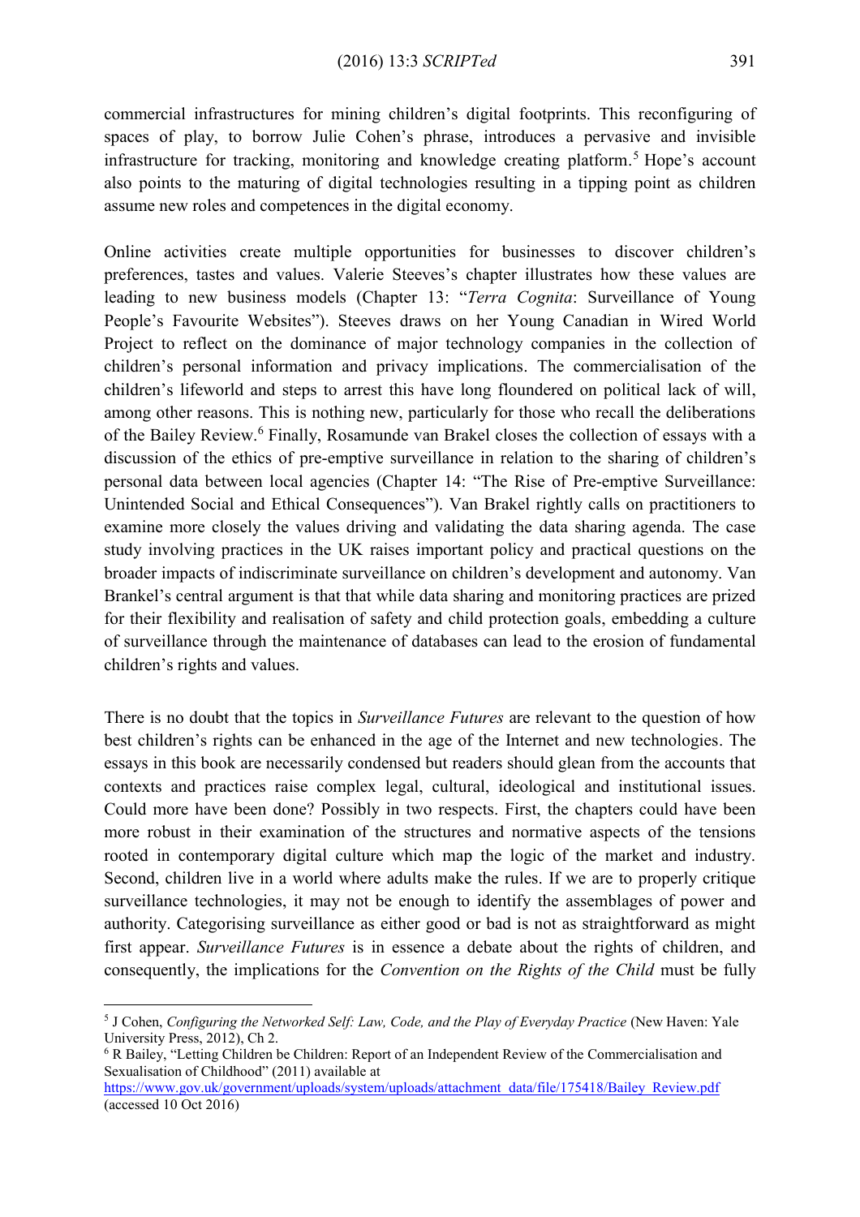commercial infrastructures for mining children's digital footprints. This reconfiguring of spaces of play, to borrow Julie Cohen's phrase, introduces a pervasive and invisible infrastructure for tracking, monitoring and knowledge creating platform.[5] Hope's account also points to the maturing of digital technologies resulting in a tipping point as children assume new roles and competences in the digital economy.

Online activities create multiple opportunities for businesses to discover children's preferences, tastes and values. Valerie Steeves's chapter illustrates how these values are leading to new business models (Chapter 13: "*Terra Cognita*: Surveillance of Young People's Favourite Websites"). Steeves draws on her Young Canadian in Wired World Project to reflect on the dominance of major technology companies in the collection of children's personal information and privacy implications. The commercialisation of the children's lifeworld and steps to arrest this have long floundered on political lack of will, among other reasons. This is nothing new, particularly for those who recall the deliberations of the Bailey Review.[6] Finally, Rosamunde van Brakel closes the collection of essays with a discussion of the ethics of pre-emptive surveillance in relation to the sharing of children's personal data between local agencies (Chapter 14: "The Rise of Pre-emptive Surveillance: Unintended Social and Ethical Consequences"). Van Brakel rightly calls on practitioners to examine more closely the values driving and validating the data sharing agenda. The case study involving practices in the UK raises important policy and practical questions on the broader impacts of indiscriminate surveillance on children's development and autonomy. Van Brankel's central argument is that that while data sharing and monitoring practices are prized for their flexibility and realisation of safety and child protection goals, embedding a culture of surveillance through the maintenance of databases can lead to the erosion of fundamental children's rights and values.

There is no doubt that the topics in *Surveillance Futures* are relevant to the question of how best children's rights can be enhanced in the age of the Internet and new technologies. The essays in this book are necessarily condensed but readers should glean from the accounts that contexts and practices raise complex legal, cultural, ideological and institutional issues. Could more have been done? Possibly in two respects. First, the chapters could have been more robust in their examination of the structures and normative aspects of the tensions rooted in contemporary digital culture which map the logic of the market and industry. Second, children live in a world where adults make the rules. If we are to properly critique surveillance technologies, it may not be enough to identify the assemblages of power and authority. Categorising surveillance as either good or bad is not as straightforward as might first appear. *Surveillance Futures* is in essence a debate about the rights of children, and consequently, the implications for the *Convention on the Rights of the Child* must be fully

---

[5] J Cohen, *Configuring the Networked Self: Law, Code, and the Play of Everyday Practice* (New Haven: Yale University Press, 2012), Ch 2.

[6] R Bailey, "Letting Children be Children: Report of an Independent Review of the Commercialisation and Sexualisation of Childhood" (2011) available at https://www.gov.uk/government/uploads/system/uploads/attachment_data/file/175418/Bailey_Review.pdf (accessed 10 Oct 2016)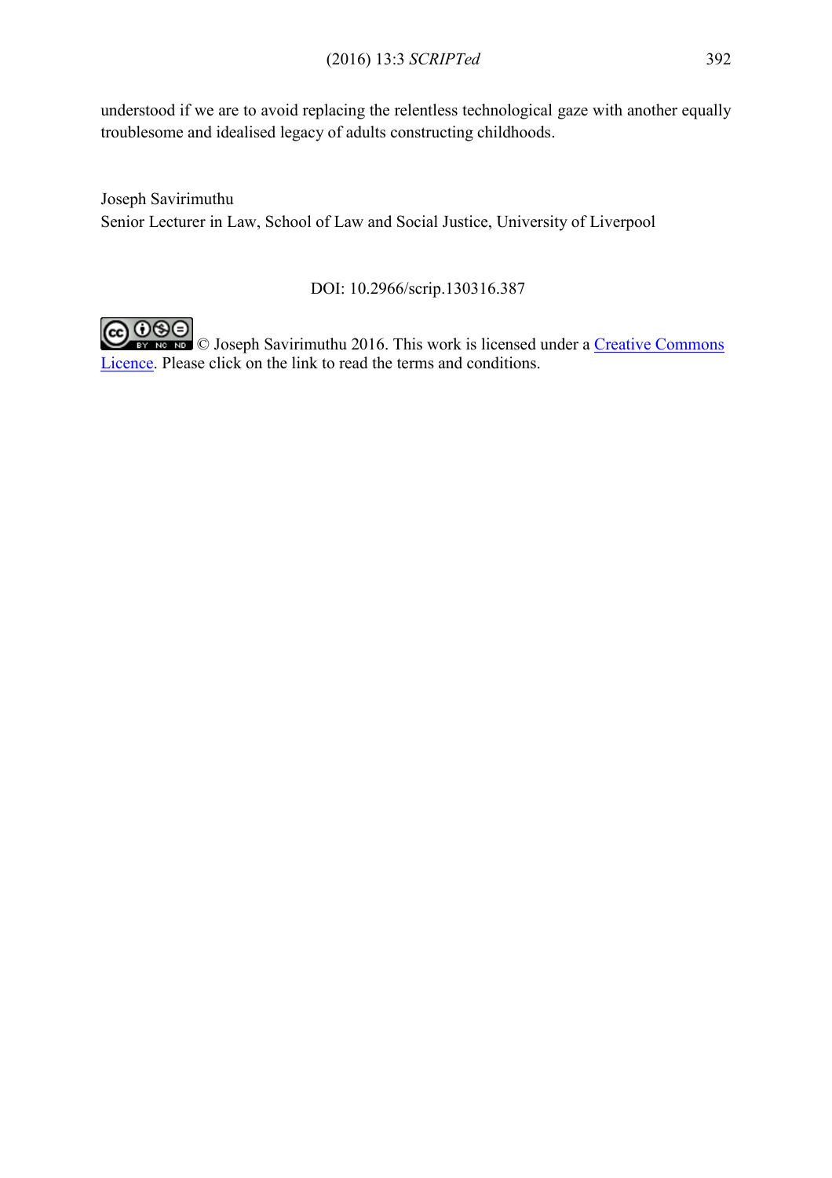understood if we are to avoid replacing the relentless technological gaze with another equally troublesome and idealised legacy of adults constructing childhoods.

Joseph Savirimuthu
Senior Lecturer in Law, School of Law and Social Justice, University of Liverpool

DOI: 10.2966/scrip.130316.387

© Joseph Savirimuthu 2016. This work is licensed under a Creative Commons Licence. Please click on the link to read the terms and conditions.